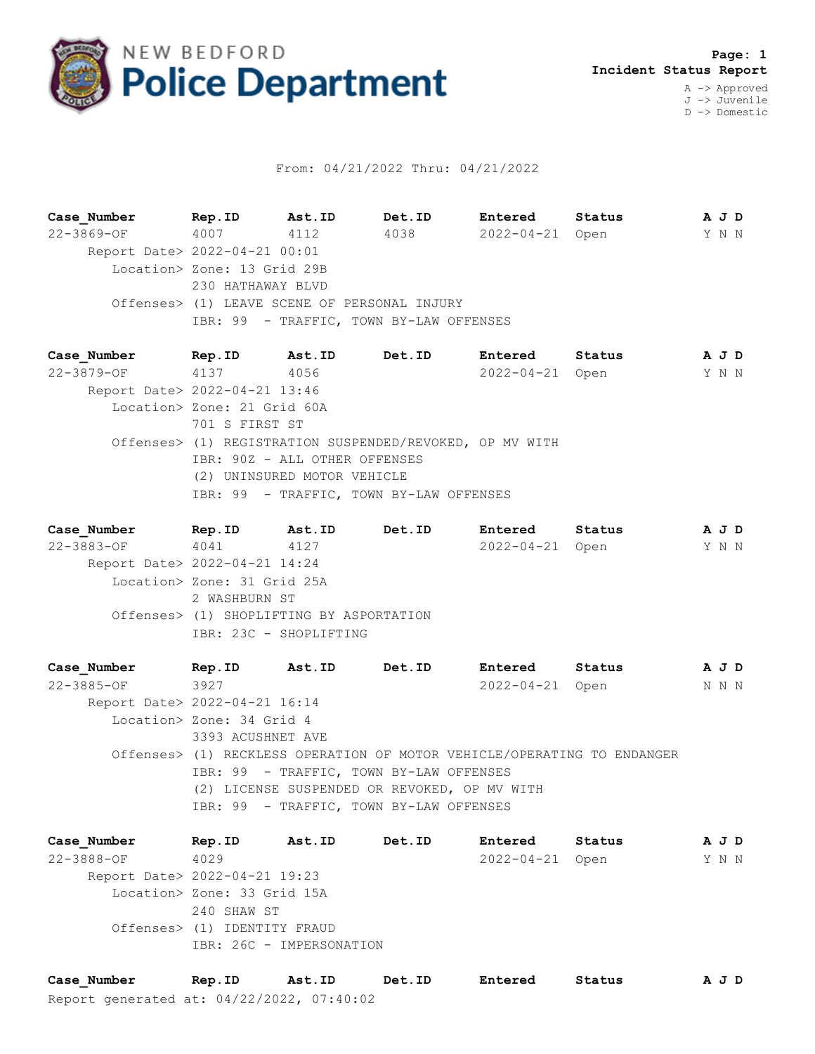# NEW BEDFORD Police Department

**Page: 1**
**Incident Status Report**

A -> Approved
J -> Juvenile
D -> Domestic

From: 04/21/2022 Thru: 04/21/2022

| Case_Number | Rep.ID | Ast.ID | Det.ID | Entered | Status | A J D |
|---|---|---|---|---|---|---|
| 22-3869-OF | 4007 | 4112 | 4038 | 2022-04-21 | Open | Y N N |

Report Date> 2022-04-21 00:01
Location> Zone: 13 Grid 29B
230 HATHAWAY BLVD
Offenses> (1) LEAVE SCENE OF PERSONAL INJURY
IBR: 99 - TRAFFIC, TOWN BY-LAW OFFENSES

| Case_Number | Rep.ID | Ast.ID | Det.ID | Entered | Status | A J D |
|---|---|---|---|---|---|---|
| 22-3879-OF | 4137 | 4056 | | 2022-04-21 | Open | Y N N |

Report Date> 2022-04-21 13:46
Location> Zone: 21 Grid 60A
701 S FIRST ST
Offenses> (1) REGISTRATION SUSPENDED/REVOKED, OP MV WITH
IBR: 90Z - ALL OTHER OFFENSES
(2) UNINSURED MOTOR VEHICLE
IBR: 99 - TRAFFIC, TOWN BY-LAW OFFENSES

| Case_Number | Rep.ID | Ast.ID | Det.ID | Entered | Status | A J D |
|---|---|---|---|---|---|---|
| 22-3883-OF | 4041 | 4127 | | 2022-04-21 | Open | Y N N |

Report Date> 2022-04-21 14:24
Location> Zone: 31 Grid 25A
2 WASHBURN ST
Offenses> (1) SHOPLIFTING BY ASPORTATION
IBR: 23C - SHOPLIFTING

| Case_Number | Rep.ID | Ast.ID | Det.ID | Entered | Status | A J D |
|---|---|---|---|---|---|---|
| 22-3885-OF | 3927 | | | 2022-04-21 | Open | N N N |

Report Date> 2022-04-21 16:14
Location> Zone: 34 Grid 4
3393 ACUSHNET AVE
Offenses> (1) RECKLESS OPERATION OF MOTOR VEHICLE/OPERATING TO ENDANGER
IBR: 99 - TRAFFIC, TOWN BY-LAW OFFENSES
(2) LICENSE SUSPENDED OR REVOKED, OP MV WITH
IBR: 99 - TRAFFIC, TOWN BY-LAW OFFENSES

| Case_Number | Rep.ID | Ast.ID | Det.ID | Entered | Status | A J D |
|---|---|---|---|---|---|---|
| 22-3888-OF | 4029 | | | 2022-04-21 | Open | Y N N |

Report Date> 2022-04-21 19:23
Location> Zone: 33 Grid 15A
240 SHAW ST
Offenses> (1) IDENTITY FRAUD
IBR: 26C - IMPERSONATION

| Case_Number | Rep.ID | Ast.ID | Det.ID | Entered | Status | A J D |
|---|---|---|---|---|---|---|

Report generated at: 04/22/2022, 07:40:02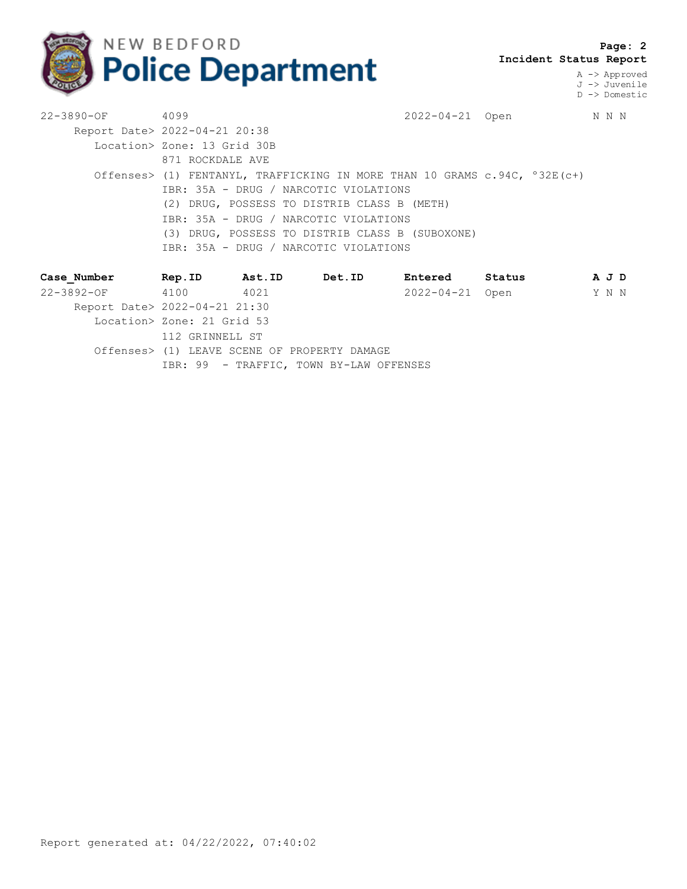# NEW BEDFORD Police Department

**Page: 2**
**Incident Status Report**

A -> Approved
J -> Juvenile
D -> Domestic

| Case_Number | Rep.ID | Ast.ID | Det.ID | Entered | Status | A | J | D |
|---|---|---|---|---|---|---|---|---|
| 22-3890-OF | 4099 | | | 2022-04-21 | Open | N | N | N |

Report Date> 2022-04-21 20:38
Location> Zone: 13 Grid 30B
871 ROCKDALE AVE
Offenses> (1) FENTANYL, TRAFFICKING IN MORE THAN 10 GRAMS c.94C, °32E(c+)
IBR: 35A - DRUG / NARCOTIC VIOLATIONS
(2) DRUG, POSSESS TO DISTRIB CLASS B (METH)
IBR: 35A - DRUG / NARCOTIC VIOLATIONS
(3) DRUG, POSSESS TO DISTRIB CLASS B (SUBOXONE)
IBR: 35A - DRUG / NARCOTIC VIOLATIONS

| Case_Number | Rep.ID | Ast.ID | Det.ID | Entered | Status | A | J | D |
|---|---|---|---|---|---|---|---|---|
| 22-3892-OF | 4100 | 4021 | | 2022-04-21 | Open | Y | N | N |

Report Date> 2022-04-21 21:30
Location> Zone: 21 Grid 53
112 GRINNELL ST
Offenses> (1) LEAVE SCENE OF PROPERTY DAMAGE
IBR: 99 - TRAFFIC, TOWN BY-LAW OFFENSES

Report generated at: 04/22/2022, 07:40:02